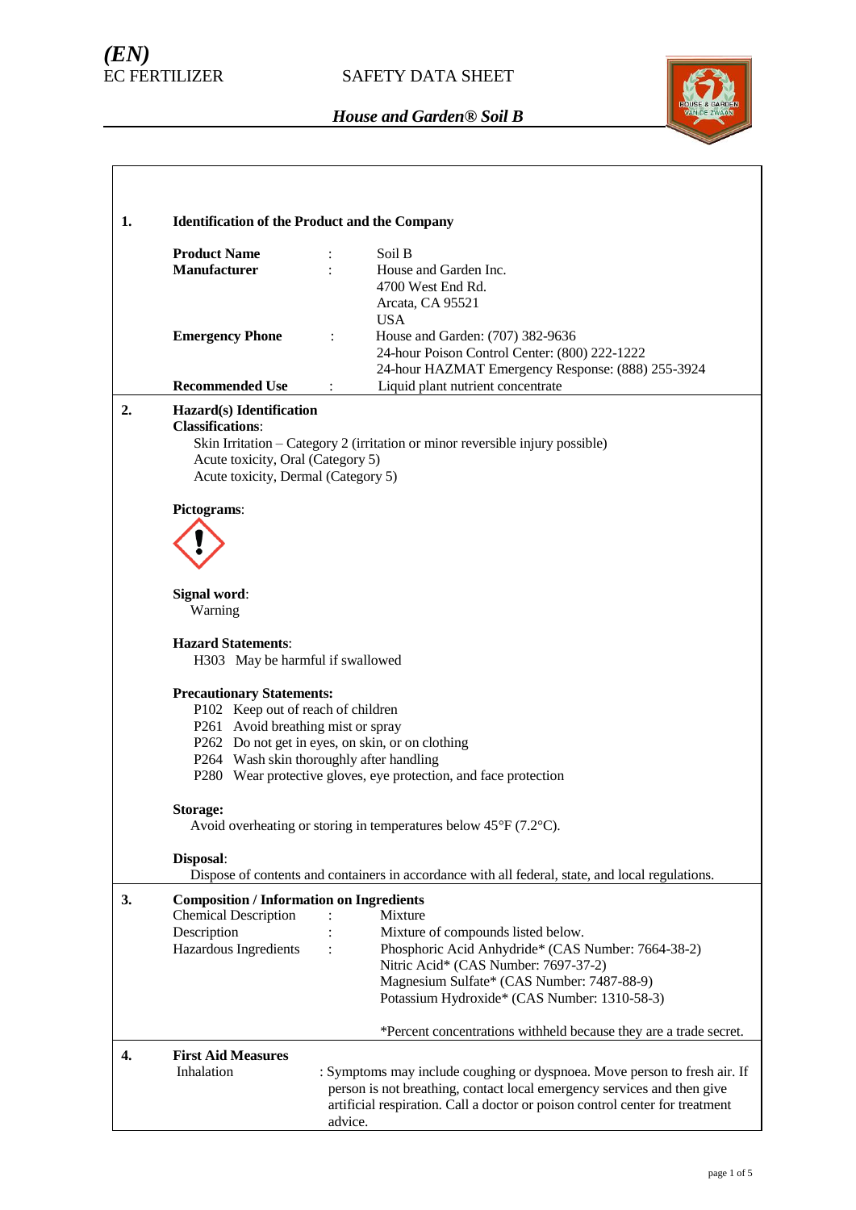*(EN)*
EC FERTILIZER

SAFETY DATA SHEET

***House and Garden® Soil B***

## 1. Identification of the Product and the Company

| | | |
|---|---|---|
| **Product Name** | : | Soil B |
| **Manufacturer** | : | House and Garden Inc.<br>4700 West End Rd.<br>Arcata, CA 95521<br>USA |
| **Emergency Phone** | : | House and Garden: (707) 382-9636<br>24-hour Poison Control Center: (800) 222-1222<br>24-hour HAZMAT Emergency Response: (888) 255-3924 |
| **Recommended Use** | : | Liquid plant nutrient concentrate |

## 2. Hazard(s) Identification

**Classifications**:

Skin Irritation – Category 2 (irritation or minor reversible injury possible)
Acute toxicity, Oral (Category 5)
Acute toxicity, Dermal (Category 5)

**Pictograms**:

**Signal word**:
Warning

**Hazard Statements**:
H303 May be harmful if swallowed

**Precautionary Statements:**
- P102 Keep out of reach of children
- P261 Avoid breathing mist or spray
- P262 Do not get in eyes, on skin, or on clothing
- P264 Wash skin thoroughly after handling
- P280 Wear protective gloves, eye protection, and face protection

**Storage:**
Avoid overheating or storing in temperatures below 45°F (7.2°C).

**Disposal**:
Dispose of contents and containers in accordance with all federal, state, and local regulations.

## 3. Composition / Information on Ingredients

| | | |
|---|---|---|
| Chemical Description | : | Mixture |
| Description | : | Mixture of compounds listed below. |
| Hazardous Ingredients | : | Phosphoric Acid Anhydride* (CAS Number: 7664-38-2)<br>Nitric Acid* (CAS Number: 7697-37-2)<br>Magnesium Sulfate* (CAS Number: 7487-88-9)<br>Potassium Hydroxide* (CAS Number: 1310-58-3) |

*Percent concentrations withheld because they are a trade secret.

## 4. First Aid Measures

Inhalation : Symptoms may include coughing or dyspnoea. Move person to fresh air. If person is not breathing, contact local emergency services and then give artificial respiration. Call a doctor or poison control center for treatment advice.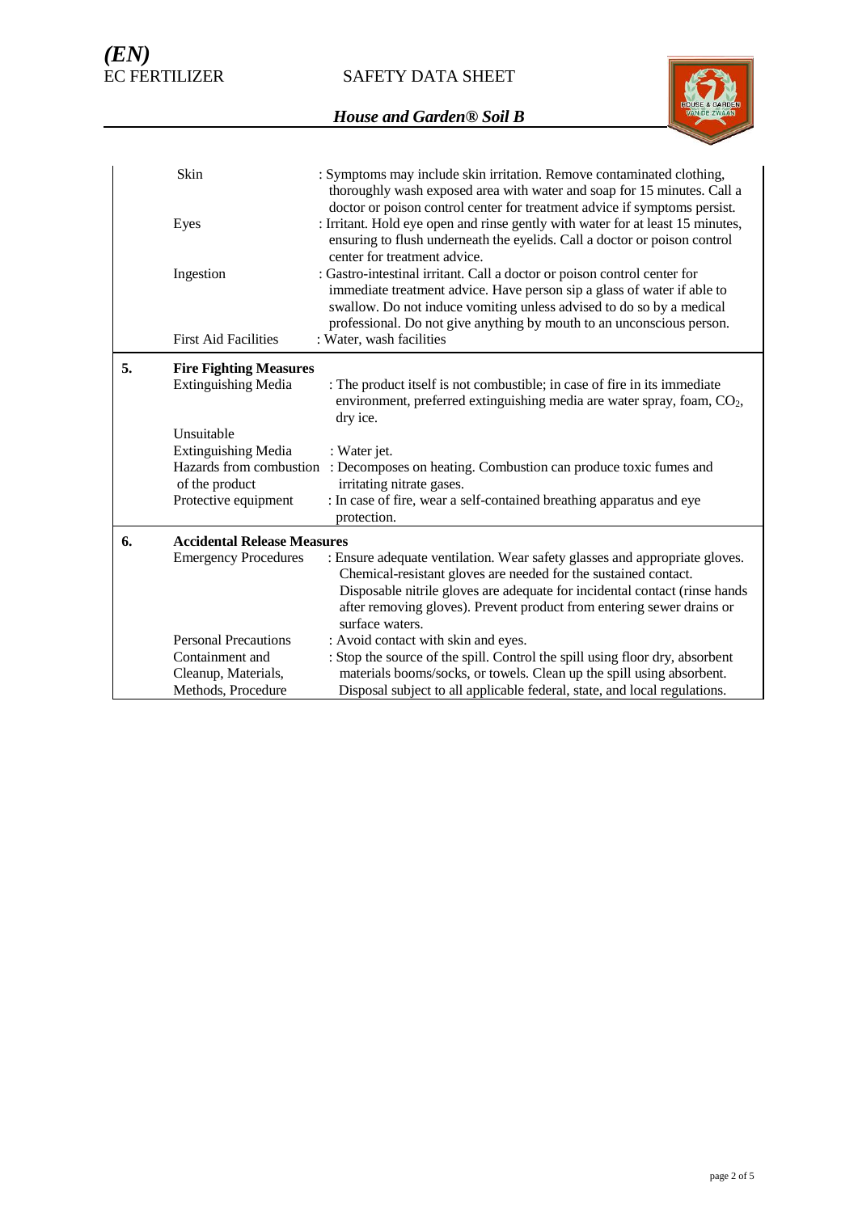| | | |
|---|---|---|
| | Skin | : Symptoms may include skin irritation. Remove contaminated clothing, thoroughly wash exposed area with water and soap for 15 minutes. Call a doctor or poison control center for treatment advice if symptoms persist. |
| | Eyes | : Irritant. Hold eye open and rinse gently with water for at least 15 minutes, ensuring to flush underneath the eyelids. Call a doctor or poison control center for treatment advice. |
| | Ingestion | : Gastro-intestinal irritant. Call a doctor or poison control center for immediate treatment advice. Have person sip a glass of water if able to swallow. Do not induce vomiting unless advised to do so by a medical professional. Do not give anything by mouth to an unconscious person. |
| | First Aid Facilities | : Water, wash facilities |
| **5.** | **Fire Fighting Measures** | |
| | Extinguishing Media | : The product itself is not combustible; in case of fire in its immediate environment, preferred extinguishing media are water spray, foam, $CO_2$, dry ice. |
| | Unsuitable Extinguishing Media | : Water jet. |
| | Hazards from combustion of the product | : Decomposes on heating. Combustion can produce toxic fumes and irritating nitrate gases. |
| | Protective equipment | : In case of fire, wear a self-contained breathing apparatus and eye protection. |
| **6.** | **Accidental Release Measures** | |
| | Emergency Procedures | : Ensure adequate ventilation. Wear safety glasses and appropriate gloves. Chemical-resistant gloves are needed for the sustained contact. Disposable nitrile gloves are adequate for incidental contact (rinse hands after removing gloves). Prevent product from entering sewer drains or surface waters. |
| | Personal Precautions | : Avoid contact with skin and eyes. |
| | Containment and Cleanup, Materials, Methods, Procedure | : Stop the source of the spill. Control the spill using floor dry, absorbent materials booms/socks, or towels. Clean up the spill using absorbent. Disposal subject to all applicable federal, state, and local regulations. |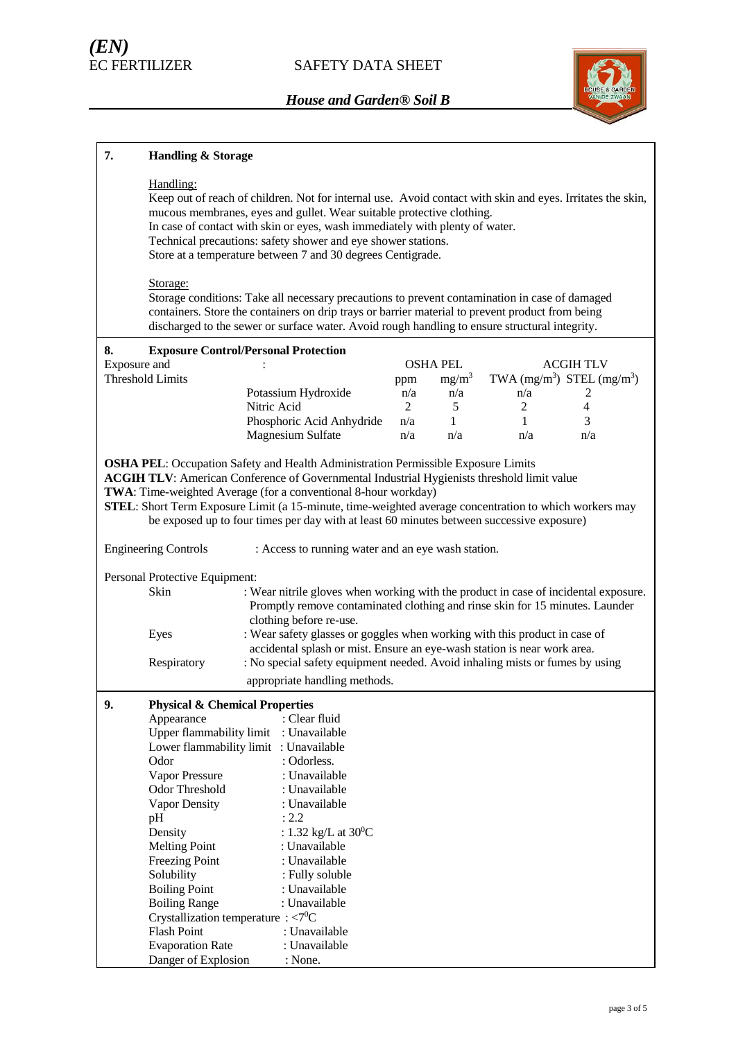## 7. Handling & Storage

Handling:

Keep out of reach of children. Not for internal use. Avoid contact with skin and eyes. Irritates the skin, mucous membranes, eyes and gullet. Wear suitable protective clothing.
In case of contact with skin or eyes, wash immediately with plenty of water.
Technical precautions: safety shower and eye shower stations.
Store at a temperature between 7 and 30 degrees Centigrade.

Storage:

Storage conditions: Take all necessary precautions to prevent contamination in case of damaged containers. Store the containers on drip trays or barrier material to prevent product from being discharged to the sewer or surface water. Avoid rough handling to ensure structural integrity.

## 8. Exposure Control/Personal Protection

| Exposure and Threshold Limits : | | OSHA PEL | | ACGIH TLV | |
|---|---|---|---|---|---|
| | | ppm | $mg/m^3$ | TWA ($mg/m^3$) | STEL ($mg/m^3$) |
| | Potassium Hydroxide | n/a | n/a | n/a | 2 |
| | Nitric Acid | 2 | 5 | 2 | 4 |
| | Phosphoric Acid Anhydride | n/a | 1 | 1 | 3 |
| | Magnesium Sulfate | n/a | n/a | n/a | n/a |

**OSHA PEL**: Occupation Safety and Health Administration Permissible Exposure Limits
**ACGIH TLV**: American Conference of Governmental Industrial Hygienists threshold limit value
**TWA**: Time-weighted Average (for a conventional 8-hour workday)
**STEL**: Short Term Exposure Limit (a 15-minute, time-weighted average concentration to which workers may be exposed up to four times per day with at least 60 minutes between successive exposure)

Engineering Controls : Access to running water and an eye wash station.

Personal Protective Equipment:

- Skin : Wear nitrile gloves when working with the product in case of incidental exposure. Promptly remove contaminated clothing and rinse skin for 15 minutes. Launder clothing before re-use.
- Eyes : Wear safety glasses or goggles when working with this product in case of accidental splash or mist. Ensure an eye-wash station is near work area.
- Respiratory : No special safety equipment needed. Avoid inhaling mists or fumes by using appropriate handling methods.

## 9. Physical & Chemical Properties

| | |
|---|---|
| Appearance | : Clear fluid |
| Upper flammability limit | : Unavailable |
| Lower flammability limit | : Unavailable |
| Odor | : Odorless. |
| Vapor Pressure | : Unavailable |
| Odor Threshold | : Unavailable |
| Vapor Density | : Unavailable |
| pH | : 2.2 |
| Density | : 1.32 kg/L at $30^0$C |
| Melting Point | : Unavailable |
| Freezing Point | : Unavailable |
| Solubility | : Fully soluble |
| Boiling Point | : Unavailable |
| Boiling Range | : Unavailable |
| Crystallization temperature | : $<7^0$C |
| Flash Point | : Unavailable |
| Evaporation Rate | : Unavailable |
| Danger of Explosion | : None. |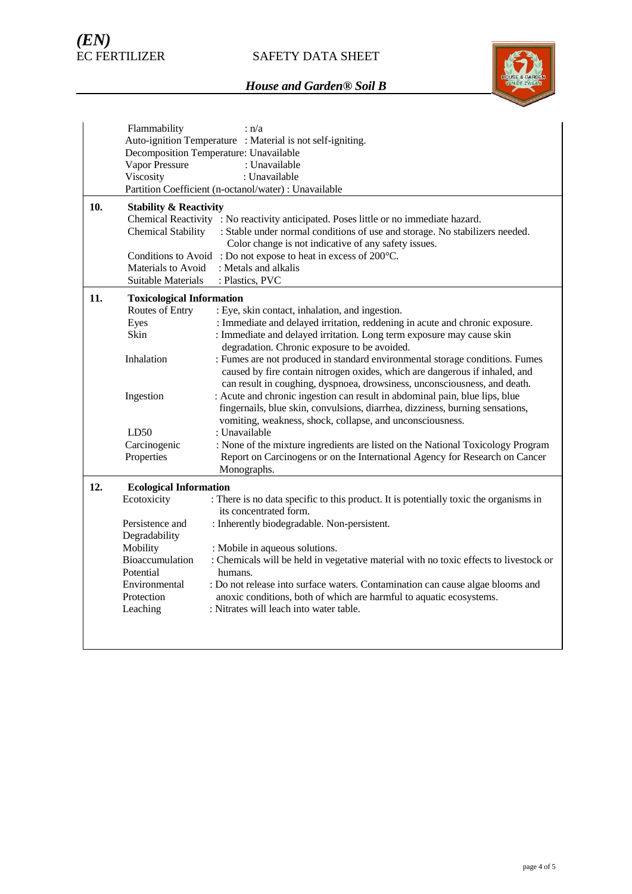| | |
|---|---|
| Flammability | : n/a |
| Auto-ignition Temperature | : Material is not self-igniting. |
| Decomposition Temperature | : Unavailable |
| Vapor Pressure | : Unavailable |
| Viscosity | : Unavailable |
| Partition Coefficient (n-octanol/water) | : Unavailable |

## 10. Stability & Reactivity

| | |
|---|---|
| Chemical Reactivity | : No reactivity anticipated. Poses little or no immediate hazard. |
| Chemical Stability | : Stable under normal conditions of use and storage. No stabilizers needed. Color change is not indicative of any safety issues. |
| Conditions to Avoid | : Do not expose to heat in excess of 200°C. |
| Materials to Avoid | : Metals and alkalis |
| Suitable Materials | : Plastics, PVC |

## 11. Toxicological Information

| | |
|---|---|
| Routes of Entry | : Eye, skin contact, inhalation, and ingestion. |
| Eyes | : Immediate and delayed irritation, reddening in acute and chronic exposure. |
| Skin | : Immediate and delayed irritation. Long term exposure may cause skin degradation. Chronic exposure to be avoided. |
| Inhalation | : Fumes are not produced in standard environmental storage conditions. Fumes caused by fire contain nitrogen oxides, which are dangerous if inhaled, and can result in coughing, dyspnoea, drowsiness, unconsciousness, and death. |
| Ingestion | : Acute and chronic ingestion can result in abdominal pain, blue lips, blue fingernails, blue skin, convulsions, diarrhea, dizziness, burning sensations, vomiting, weakness, shock, collapse, and unconsciousness. |
| LD50 | : Unavailable |
| Carcinogenic Properties | : None of the mixture ingredients are listed on the National Toxicology Program Report on Carcinogens or on the International Agency for Research on Cancer Monographs. |

## 12. Ecological Information

| | |
|---|---|
| Ecotoxicity | : There is no data specific to this product. It is potentially toxic the organisms in its concentrated form. |
| Persistence and Degradability | : Inherently biodegradable. Non-persistent. |
| Mobility | : Mobile in aqueous solutions. |
| Bioaccumulation Potential | : Chemicals will be held in vegetative material with no toxic effects to livestock or humans. |
| Environmental Protection | : Do not release into surface waters. Contamination can cause algae blooms and anoxic conditions, both of which are harmful to aquatic ecosystems. |
| Leaching | : Nitrates will leach into water table. |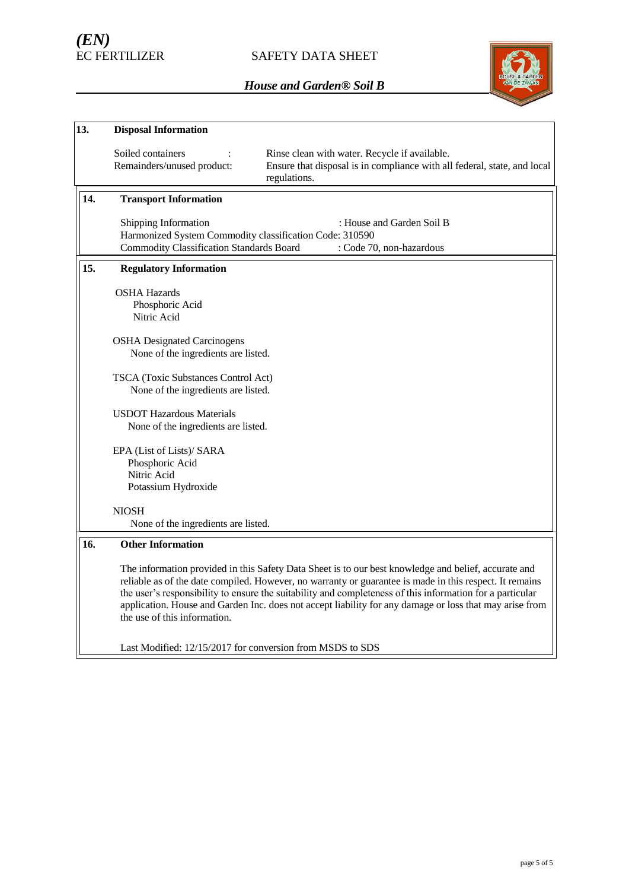## 13. Disposal Information

Soiled containers : Rinse clean with water. Recycle if available.
Remainders/unused product: Ensure that disposal is in compliance with all federal, state, and local regulations.

## 14. Transport Information

Shipping Information : House and Garden Soil B
Harmonized System Commodity classification Code: 310590
Commodity Classification Standards Board : Code 70, non-hazardous

## 15. Regulatory Information

OSHA Hazards
- Phosphoric Acid
- Nitric Acid

OSHA Designated Carcinogens
- None of the ingredients are listed.

TSCA (Toxic Substances Control Act)
- None of the ingredients are listed.

USDOT Hazardous Materials
- None of the ingredients are listed.

EPA (List of Lists)/ SARA
- Phosphoric Acid
- Nitric Acid
- Potassium Hydroxide

NIOSH
- None of the ingredients are listed.

## 16. Other Information

The information provided in this Safety Data Sheet is to our best knowledge and belief, accurate and reliable as of the date compiled. However, no warranty or guarantee is made in this respect. It remains the user's responsibility to ensure the suitability and completeness of this information for a particular application. House and Garden Inc. does not accept liability for any damage or loss that may arise from the use of this information.

Last Modified: 12/15/2017 for conversion from MSDS to SDS